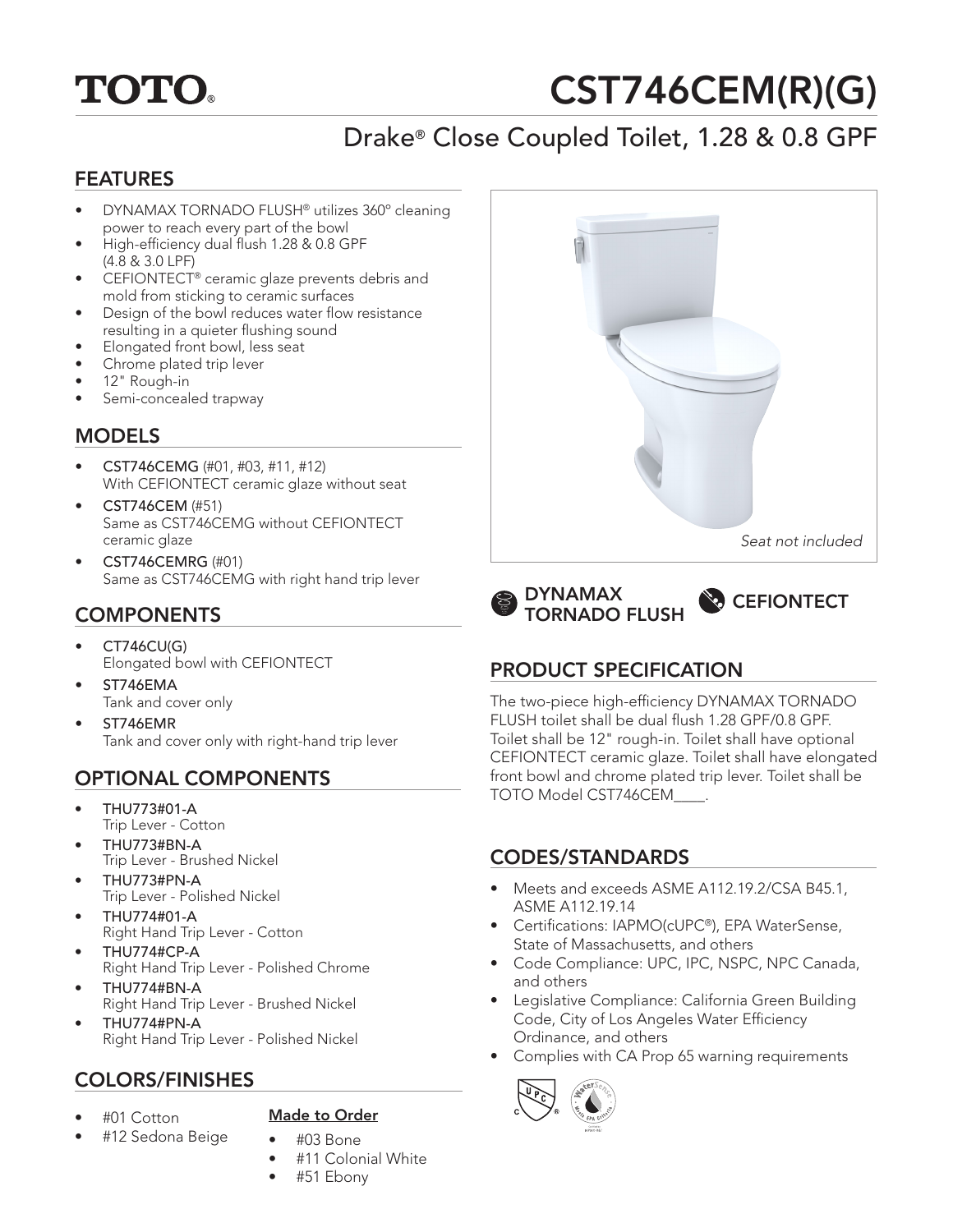# TOTO®

# CST746CEM(R)(G)

## Drake® Close Coupled Toilet, 1.28 & 0.8 GPF

### FEATURES

- DYNAMAX TORNADO FLUSH® utilizes 360° cleaning power to reach every part of the bowl
- High-efficiency dual flush 1.28 & 0.8 GPF (4.8 & 3.0 LPF)
- CEFIONTECT® ceramic glaze prevents debris and mold from sticking to ceramic surfaces
- Design of the bowl reduces water flow resistance resulting in a quieter flushing sound
- Elongated front bowl, less seat
- Chrome plated trip lever
- 12" Rough-in
- Semi-concealed trapway

### MODELS

- **CST746CEMG** (#01, #03, #11, #12)
  With CEFIONTECT ceramic glaze without seat
- **CST746CEM** (#51)
  Same as CST746CEMG without CEFIONTECT ceramic glaze
- **CST746CEMRG** (#01)
  Same as CST746CEMG with right hand trip lever

### COMPONENTS

- **CT746CU(G)**
  Elongated bowl with CEFIONTECT
- **ST746EMA**
  Tank and cover only
- **ST746EMR**
  Tank and cover only with right-hand trip lever

### OPTIONAL COMPONENTS

- **THU773#01-A**
  Trip Lever - Cotton
- **THU773#BN-A**
  Trip Lever - Brushed Nickel
- **THU773#PN-A**
  Trip Lever - Polished Nickel
- **THU774#01-A**
  Right Hand Trip Lever - Cotton
- **THU774#CP-A**
  Right Hand Trip Lever - Polished Chrome
- **THU774#BN-A**
  Right Hand Trip Lever - Brushed Nickel
- **THU774#PN-A**
  Right Hand Trip Lever - Polished Nickel

### COLORS/FINISHES

- #01 Cotton
- #12 Sedona Beige

**Made to Order**

- #03 Bone
- #11 Colonial White
- #51 Ebony

*Seat not included*

**DYNAMAX TORNADO FLUSH** **CEFIONTECT**

### PRODUCT SPECIFICATION

The two-piece high-efficiency DYNAMAX TORNADO FLUSH toilet shall be dual flush 1.28 GPF/0.8 GPF. Toilet shall be 12" rough-in. Toilet shall have optional CEFIONTECT ceramic glaze. Toilet shall have elongated front bowl and chrome plated trip lever. Toilet shall be TOTO Model CST746CEM____.

### CODES/STANDARDS

- Meets and exceeds ASME A112.19.2/CSA B45.1, ASME A112.19.14
- Certifications: IAPMO(cUPC®), EPA WaterSense, State of Massachusetts, and others
- Code Compliance: UPC, IPC, NSPC, NPC Canada, and others
- Legislative Compliance: California Green Building Code, City of Los Angeles Water Efficiency Ordinance, and others
- Complies with CA Prop 65 warning requirements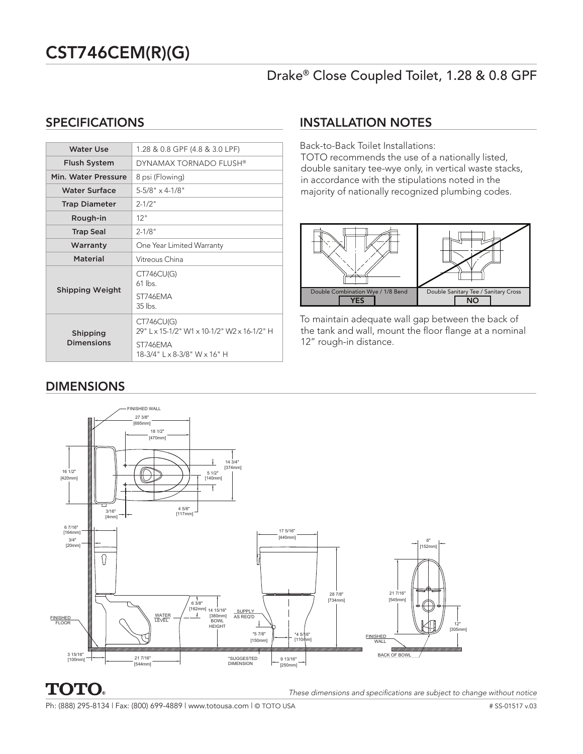# CST746CEM(R)(G)

## Drake® Close Coupled Toilet, 1.28 & 0.8 GPF

## SPECIFICATIONS

| | |
|---|---|
| Water Use | 1.28 & 0.8 GPF (4.8 & 3.0 LPF) |
| Flush System | DYNAMAX TORNADO FLUSH® |
| Min. Water Pressure | 8 psi (Flowing) |
| Water Surface | 5-5/8" x 4-1/8" |
| Trap Diameter | 2-1/2" |
| Rough-in | 12" |
| Trap Seal | 2-1/8" |
| Warranty | One Year Limited Warranty |
| Material | Vitreous China |
| Shipping Weight | CT746CU(G) 61 lbs. ST746EMA 35 lbs. |
| Shipping Dimensions | CT746CU(G) 29" L x 15-1/2" W1 x 10-1/2" W2 x 16-1/2" H ST746EMA 18-3/4" L x 8-3/8" W x 16" H |

## INSTALLATION NOTES

Back-to-Back Toilet Installations:
TOTO recommends the use of a nationally listed, double sanitary tee-wye only, in vertical waste stacks, in accordance with the stipulations noted in the majority of nationally recognized plumbing codes.

Double Combination Wye / 1/8 Bend
YES

Double Sanitary Tee / Sanitary Cross
NO

To maintain adequate wall gap between the back of the tank and wall, mount the floor flange at a nominal 12" rough-in distance.

## DIMENSIONS

FINISHED WALL
27 3/8" [695mm]
18 1/2" [470mm]
16 1/2" [420mm]
14 3/4" [374mm]
5 1/2" [140mm]
3/16" [4mm]
4 5/8" [117mm]
6 7/16" [164mm]
3/4" [20mm]
17 5/16" [440mm]
6" [152mm]
FINISHED FLOOR
WATER LEVEL
6 3/8" [162mm]
14 15/16" [380mm] BOWL HEIGHT
SUPPLY AS REQ'D
28 7/8" [734mm]
21 7/16" [545mm]
12" [305mm]
*5 7/8" [150mm]
*4 5/16" [110mm]
FINISHED WALL
BACK OF BOWL
3 15/16" [100mm]
21 7/16" [544mm]
*SUGGESTED DIMENSION
9 13/16" [250mm]

TOTO®

*These dimensions and specifications are subject to change without notice*

Ph: (888) 295-8134 | Fax: (800) 699-4889 | www.totousa.com | © TOTO USA

# SS-01517 v.03